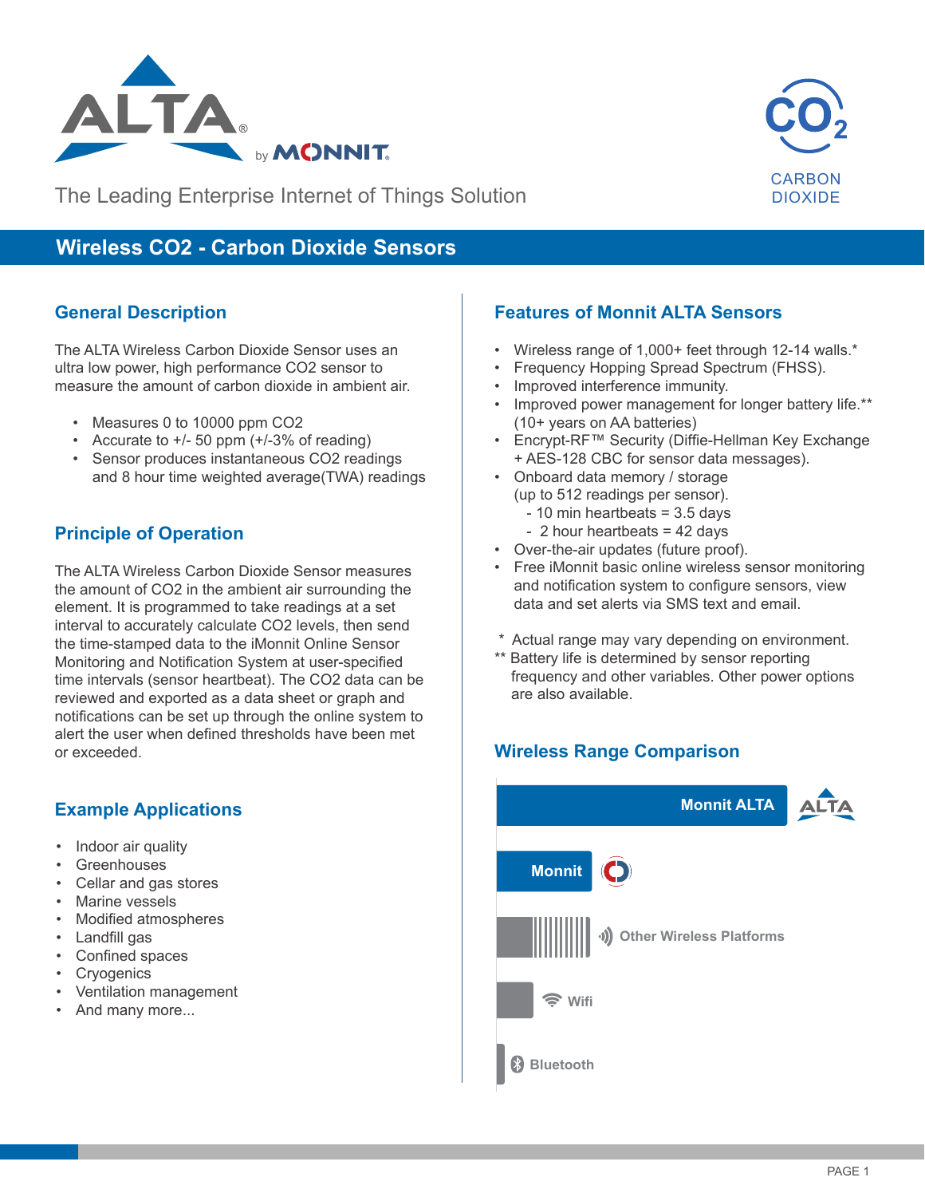ALTA® by MONNIT

The Leading Enterprise Internet of Things Solution

$CO_2$ CARBON DIOXIDE

# Wireless CO2 - Carbon Dioxide Sensors

## General Description

The ALTA Wireless Carbon Dioxide Sensor uses an ultra low power, high performance CO2 sensor to measure the amount of carbon dioxide in ambient air.

- Measures 0 to 10000 ppm CO2
- Accurate to +/- 50 ppm (+/-3% of reading)
- Sensor produces instantaneous CO2 readings and 8 hour time weighted average(TWA) readings

## Principle of Operation

The ALTA Wireless Carbon Dioxide Sensor measures the amount of CO2 in the ambient air surrounding the element. It is programmed to take readings at a set interval to accurately calculate CO2 levels, then send the time-stamped data to the iMonnit Online Sensor Monitoring and Notification System at user-specified time intervals (sensor heartbeat). The CO2 data can be reviewed and exported as a data sheet or graph and notifications can be set up through the online system to alert the user when defined thresholds have been met or exceeded.

## Example Applications

- Indoor air quality
- Greenhouses
- Cellar and gas stores
- Marine vessels
- Modified atmospheres
- Landfill gas
- Confined spaces
- Cryogenics
- Ventilation management
- And many more...

## Features of Monnit ALTA Sensors

- Wireless range of 1,000+ feet through 12-14 walls.*
- Frequency Hopping Spread Spectrum (FHSS).
- Improved interference immunity.
- Improved power management for longer battery life.** (10+ years on AA batteries)
- Encrypt-RF™ Security (Diffie-Hellman Key Exchange + AES-128 CBC for sensor data messages).
- Onboard data memory / storage (up to 512 readings per sensor).
  - 10 min heartbeats = 3.5 days
  - 2 hour heartbeats = 42 days
- Over-the-air updates (future proof).
- Free iMonnit basic online wireless sensor monitoring and notification system to configure sensors, view data and set alerts via SMS text and email.

\* Actual range may vary depending on environment.

\*\* Battery life is determined by sensor reporting frequency and other variables. Other power options are also available.

## Wireless Range Comparison

- Monnit ALTA
- Monnit
- Other Wireless Platforms
- Wifi
- Bluetooth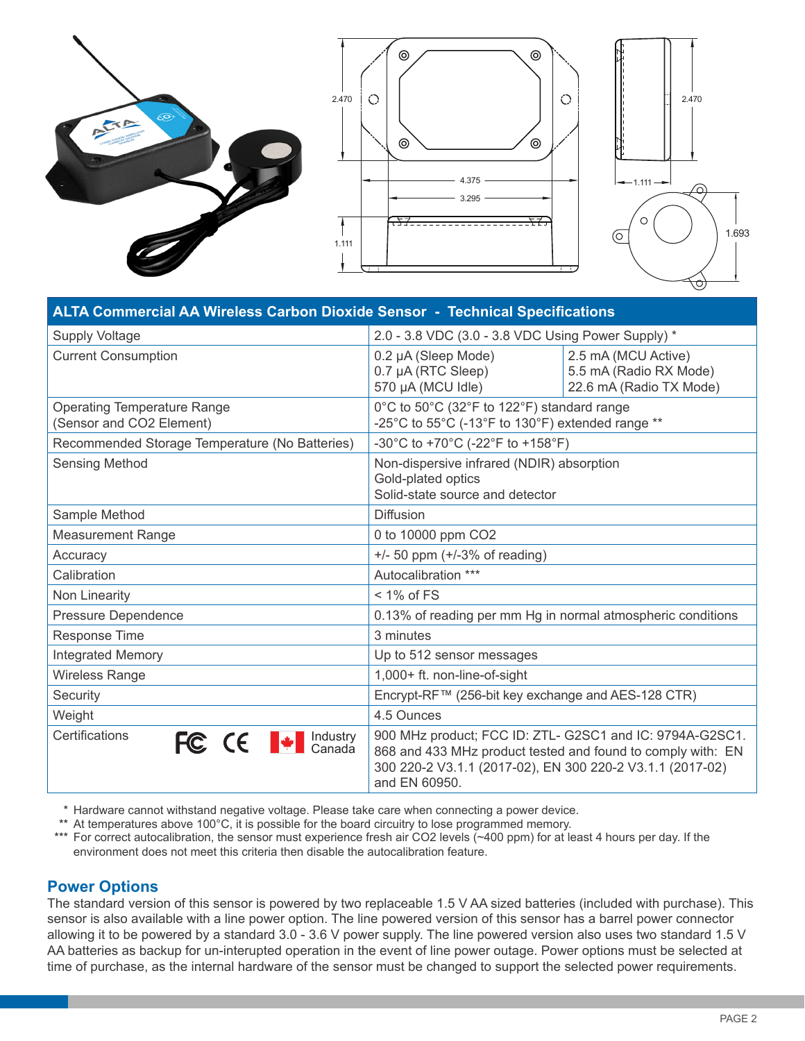| ALTA Commercial AA Wireless Carbon Dioxide Sensor - Technical Specifications | | |
|---|---|---|
| Supply Voltage | 2.0 - 3.8 VDC (3.0 - 3.8 VDC Using Power Supply) * | |
| Current Consumption | 0.2 µA (Sleep Mode)<br>0.7 µA (RTC Sleep)<br>570 µA (MCU Idle) | 2.5 mA (MCU Active)<br>5.5 mA (Radio RX Mode)<br>22.6 mA (Radio TX Mode) |
| Operating Temperature Range<br>(Sensor and CO2 Element) | 0°C to 50°C (32°F to 122°F) standard range<br>-25°C to 55°C (-13°F to 130°F) extended range ** | |
| Recommended Storage Temperature (No Batteries) | -30°C to +70°C (-22°F to +158°F) | |
| Sensing Method | Non-dispersive infrared (NDIR) absorption<br>Gold-plated optics<br>Solid-state source and detector | |
| Sample Method | Diffusion | |
| Measurement Range | 0 to 10000 ppm CO2 | |
| Accuracy | +/- 50 ppm (+/-3% of reading) | |
| Calibration | Autocalibration *** | |
| Non Linearity | < 1% of FS | |
| Pressure Dependence | 0.13% of reading per mm Hg in normal atmospheric conditions | |
| Response Time | 3 minutes | |
| Integrated Memory | Up to 512 sensor messages | |
| Wireless Range | 1,000+ ft. non-line-of-sight | |
| Security | Encrypt-RF™ (256-bit key exchange and AES-128 CTR) | |
| Weight | 4.5 Ounces | |
| Certifications (FCC, CE, Industry Canada) | 900 MHz product; FCC ID: ZTL- G2SC1 and IC: 9794A-G2SC1. 868 and 433 MHz product tested and found to comply with: EN 300 220-2 V3.1.1 (2017-02), EN 300 220-2 V3.1.1 (2017-02) and EN 60950. | |

\* Hardware cannot withstand negative voltage. Please take care when connecting a power device.

\*\* At temperatures above 100°C, it is possible for the board circuitry to lose programmed memory.

\*\*\* For correct autocalibration, the sensor must experience fresh air CO2 levels (~400 ppm) for at least 4 hours per day. If the environment does not meet this criteria then disable the autocalibration feature.

## Power Options

The standard version of this sensor is powered by two replaceable 1.5 V AA sized batteries (included with purchase). This sensor is also available with a line power option. The line powered version of this sensor has a barrel power connector allowing it to be powered by a standard 3.0 - 3.6 V power supply. The line powered version also uses two standard 1.5 V AA batteries as backup for un-interupted operation in the event of line power outage. Power options must be selected at time of purchase, as the internal hardware of the sensor must be changed to support the selected power requirements.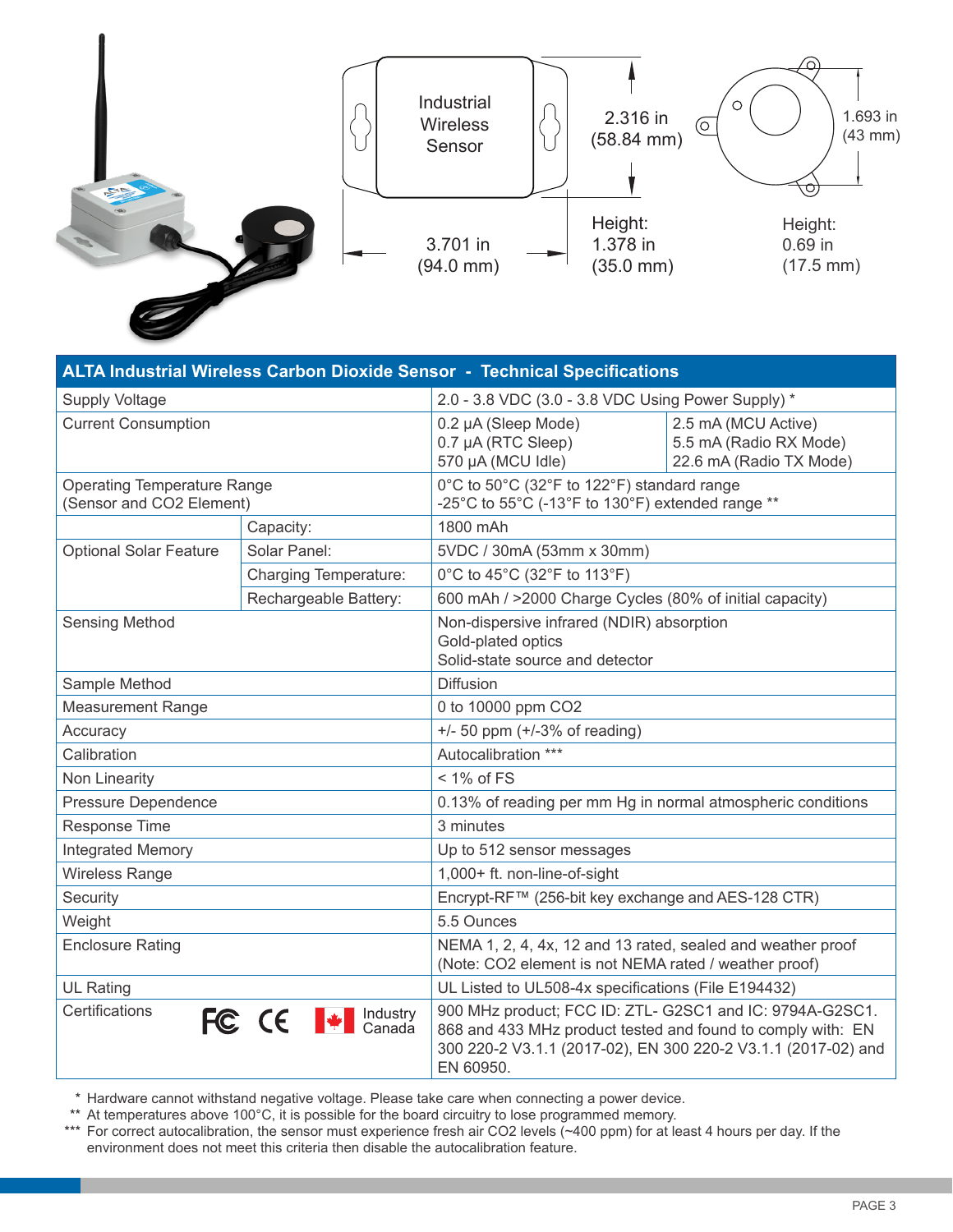Industrial Wireless Sensor

2.316 in (58.84 mm)

3.701 in (94.0 mm)

Height: 1.378 in (35.0 mm)

1.693 in (43 mm)

Height: 0.69 in (17.5 mm)

| ALTA Industrial Wireless Carbon Dioxide Sensor - Technical Specifications | | | |
|---|---|---|---|
| Supply Voltage | | 2.0 - 3.8 VDC (3.0 - 3.8 VDC Using Power Supply) * | |
| Current Consumption | | 0.2 µA (Sleep Mode)<br>0.7 µA (RTC Sleep)<br>570 µA (MCU Idle) | 2.5 mA (MCU Active)<br>5.5 mA (Radio RX Mode)<br>22.6 mA (Radio TX Mode) |
| Operating Temperature Range (Sensor and CO2 Element) | | 0°C to 50°C (32°F to 122°F) standard range<br>-25°C to 55°C (-13°F to 130°F) extended range ** | |
| Optional Solar Feature | Capacity: | 1800 mAh | |
| | Solar Panel: | 5VDC / 30mA (53mm x 30mm) | |
| | Charging Temperature: | 0°C to 45°C (32°F to 113°F) | |
| | Rechargeable Battery: | 600 mAh / >2000 Charge Cycles (80% of initial capacity) | |
| Sensing Method | | Non-dispersive infrared (NDIR) absorption<br>Gold-plated optics<br>Solid-state source and detector | |
| Sample Method | | Diffusion | |
| Measurement Range | | 0 to 10000 ppm CO2 | |
| Accuracy | | +/- 50 ppm (+/-3% of reading) | |
| Calibration | | Autocalibration *** | |
| Non Linearity | | < 1% of FS | |
| Pressure Dependence | | 0.13% of reading per mm Hg in normal atmospheric conditions | |
| Response Time | | 3 minutes | |
| Integrated Memory | | Up to 512 sensor messages | |
| Wireless Range | | 1,000+ ft. non-line-of-sight | |
| Security | | Encrypt-RF™ (256-bit key exchange and AES-128 CTR) | |
| Weight | | 5.5 Ounces | |
| Enclosure Rating | | NEMA 1, 2, 4, 4x, 12 and 13 rated, sealed and weather proof<br>(Note: CO2 element is not NEMA rated / weather proof) | |
| UL Rating | | UL Listed to UL508-4x specifications (File E194432) | |
| Certifications | FC CE Industry Canada | 900 MHz product; FCC ID: ZTL- G2SC1 and IC: 9794A-G2SC1. 868 and 433 MHz product tested and found to comply with: EN 300 220-2 V3.1.1 (2017-02), EN 300 220-2 V3.1.1 (2017-02) and EN 60950. | |

\* Hardware cannot withstand negative voltage. Please take care when connecting a power device.

\*\* At temperatures above 100°C, it is possible for the board circuitry to lose programmed memory.

\*\*\* For correct autocalibration, the sensor must experience fresh air CO2 levels (~400 ppm) for at least 4 hours per day. If the environment does not meet this criteria then disable the autocalibration feature.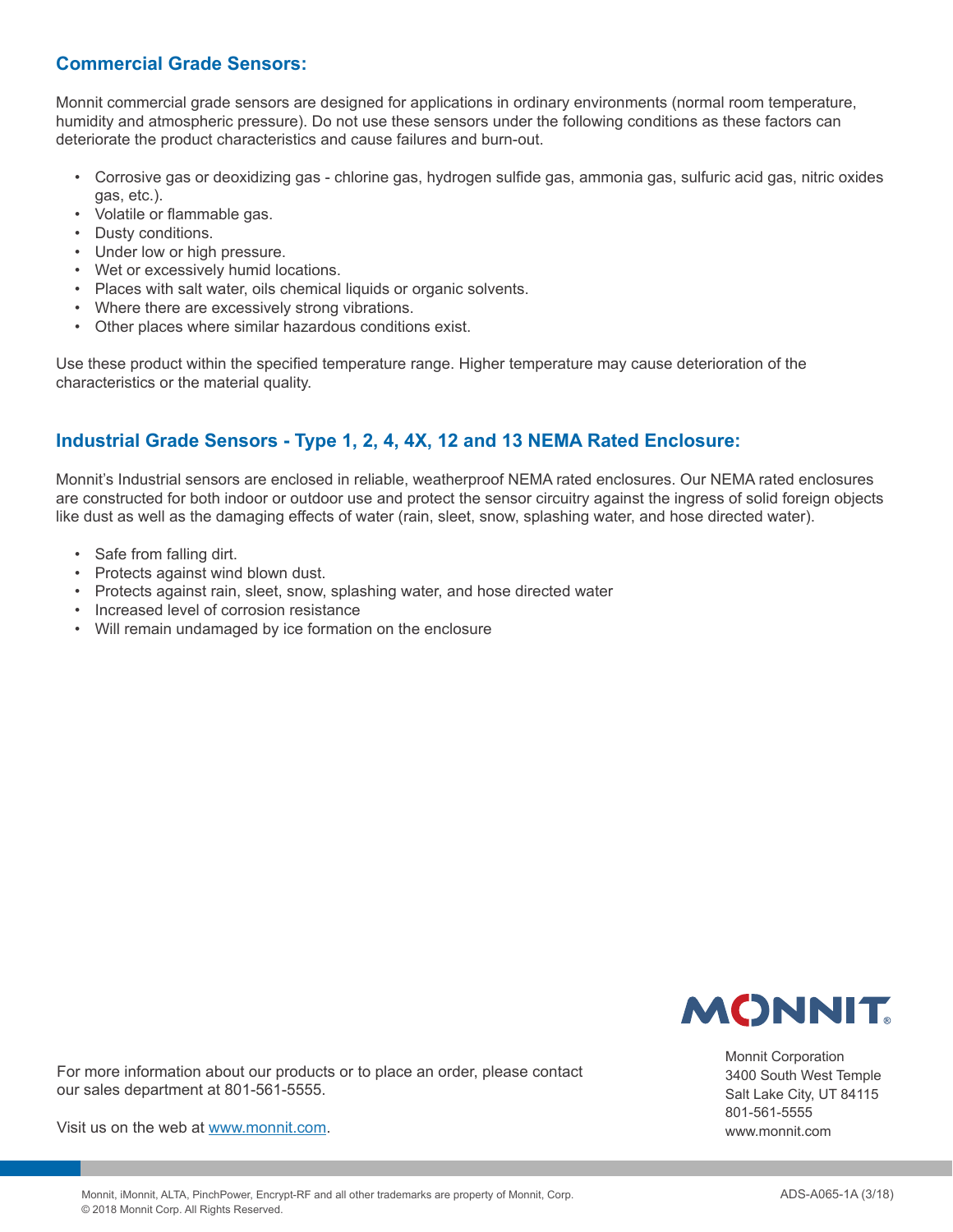## Commercial Grade Sensors:

Monnit commercial grade sensors are designed for applications in ordinary environments (normal room temperature, humidity and atmospheric pressure). Do not use these sensors under the following conditions as these factors can deteriorate the product characteristics and cause failures and burn-out.

- Corrosive gas or deoxidizing gas - chlorine gas, hydrogen sulfide gas, ammonia gas, sulfuric acid gas, nitric oxides gas, etc.).
- Volatile or flammable gas.
- Dusty conditions.
- Under low or high pressure.
- Wet or excessively humid locations.
- Places with salt water, oils chemical liquids or organic solvents.
- Where there are excessively strong vibrations.
- Other places where similar hazardous conditions exist.

Use these product within the specified temperature range. Higher temperature may cause deterioration of the characteristics or the material quality.

## Industrial Grade Sensors - Type 1, 2, 4, 4X, 12 and 13 NEMA Rated Enclosure:

Monnit's Industrial sensors are enclosed in reliable, weatherproof NEMA rated enclosures. Our NEMA rated enclosures are constructed for both indoor or outdoor use and protect the sensor circuitry against the ingress of solid foreign objects like dust as well as the damaging effects of water (rain, sleet, snow, splashing water, and hose directed water).

- Safe from falling dirt.
- Protects against wind blown dust.
- Protects against rain, sleet, snow, splashing water, and hose directed water
- Increased level of corrosion resistance
- Will remain undamaged by ice formation on the enclosure

For more information about our products or to place an order, please contact our sales department at 801-561-5555.

Visit us on the web at www.monnit.com.

MONNIT

Monnit Corporation
3400 South West Temple
Salt Lake City, UT 84115
801-561-5555
www.monnit.com

Monnit, iMonnit, ALTA, PinchPower, Encrypt-RF and all other trademarks are property of Monnit, Corp.
© 2018 Monnit Corp. All Rights Reserved.

ADS-A065-1A (3/18)